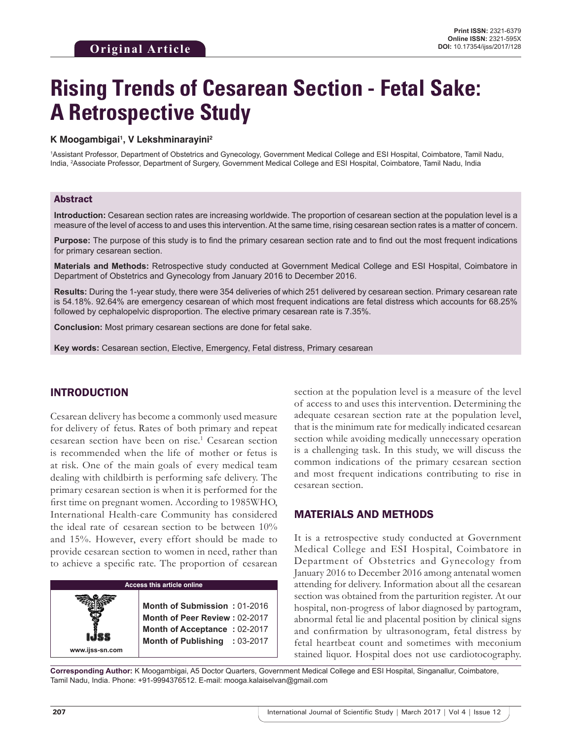Original Article

Print ISSN: 2321-6379
Online ISSN: 2321-595X
DOI: 10.17354/ijss/2017/128

# Rising Trends of Cesarean Section - Fetal Sake: A Retrospective Study

**K Moogambigai[1], V Lekshminarayini[2]**

[1]Assistant Professor, Department of Obstetrics and Gynecology, Government Medical College and ESI Hospital, Coimbatore, Tamil Nadu, India, [2]Associate Professor, Department of Surgery, Government Medical College and ESI Hospital, Coimbatore, Tamil Nadu, India

## Abstract

**Introduction:** Cesarean section rates are increasing worldwide. The proportion of cesarean section at the population level is a measure of the level of access to and uses this intervention. At the same time, rising cesarean section rates is a matter of concern.

**Purpose:** The purpose of this study is to find the primary cesarean section rate and to find out the most frequent indications for primary cesarean section.

**Materials and Methods:** Retrospective study conducted at Government Medical College and ESI Hospital, Coimbatore in Department of Obstetrics and Gynecology from January 2016 to December 2016.

**Results:** During the 1-year study, there were 354 deliveries of which 251 delivered by cesarean section. Primary cesarean rate is 54.18%. 92.64% are emergency cesarean of which most frequent indications are fetal distress which accounts for 68.25% followed by cephalopelvic disproportion. The elective primary cesarean rate is 7.35%.

**Conclusion:** Most primary cesarean sections are done for fetal sake.

**Key words:** Cesarean section, Elective, Emergency, Fetal distress, Primary cesarean

## INTRODUCTION

Cesarean delivery has become a commonly used measure for delivery of fetus. Rates of both primary and repeat cesarean section have been on rise.[1] Cesarean section is recommended when the life of mother or fetus is at risk. One of the main goals of every medical team dealing with childbirth is performing safe delivery. The primary cesarean section is when it is performed for the first time on pregnant women. According to 1985WHO, International Health-care Community has considered the ideal rate of cesarean section to be between 10% and 15%. However, every effort should be made to provide cesarean section to women in need, rather than to achieve a specific rate. The proportion of cesarean section at the population level is a measure of the level of access to and uses this intervention. Determining the adequate cesarean section rate at the population level, that is the minimum rate for medically indicated cesarean section while avoiding medically unnecessary operation is a challenging task. In this study, we will discuss the common indications of the primary cesarean section and most frequent indications contributing to rise in cesarean section.

| Access this article online | |
|---|---|
| www.ijss-sn.com | **Month of Submission :** 01-2016<br>**Month of Peer Review :** 02-2017<br>**Month of Acceptance :** 02-2017<br>**Month of Publishing :** 03-2017 |

## MATERIALS AND METHODS

It is a retrospective study conducted at Government Medical College and ESI Hospital, Coimbatore in Department of Obstetrics and Gynecology from January 2016 to December 2016 among antenatal women attending for delivery. Information about all the cesarean section was obtained from the parturition register. At our hospital, non-progress of labor diagnosed by partogram, abnormal fetal lie and placental position by clinical signs and confirmation by ultrasonogram, fetal distress by fetal heartbeat count and sometimes with meconium stained liquor. Hospital does not use cardiotocography.

**Corresponding Author:** K Moogambigai, A5 Doctor Quarters, Government Medical College and ESI Hospital, Singanallur, Coimbatore, Tamil Nadu, India. Phone: +91-9994376512. E-mail: mooga.kalaiselvan@gmail.com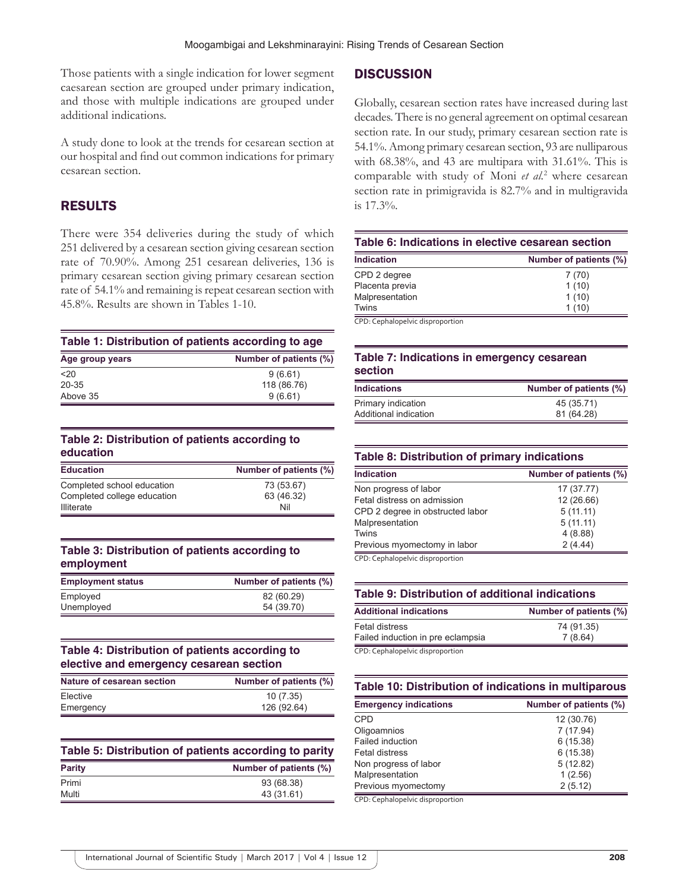Those patients with a single indication for lower segment caesarean section are grouped under primary indication, and those with multiple indications are grouped under additional indications.

A study done to look at the trends for cesarean section at our hospital and find out common indications for primary cesarean section.

## RESULTS

There were 354 deliveries during the study of which 251 delivered by a cesarean section giving cesarean section rate of 70.90%. Among 251 cesarean deliveries, 136 is primary cesarean section giving primary cesarean section rate of 54.1% and remaining is repeat cesarean section with 45.8%. Results are shown in Tables 1-10.

**Table 1: Distribution of patients according to age**

| Age group years | Number of patients (%) |
|---|---|
| <20 | 9 (6.61) |
| 20-35 | 118 (86.76) |
| Above 35 | 9 (6.61) |

**Table 2: Distribution of patients according to education**

| Education | Number of patients (%) |
|---|---|
| Completed school education | 73 (53.67) |
| Completed college education | 63 (46.32) |
| Illiterate | Nil |

**Table 3: Distribution of patients according to employment**

| Employment status | Number of patients (%) |
|---|---|
| Employed | 82 (60.29) |
| Unemployed | 54 (39.70) |

**Table 4: Distribution of patients according to elective and emergency cesarean section**

| Nature of cesarean section | Number of patients (%) |
|---|---|
| Elective | 10 (7.35) |
| Emergency | 126 (92.64) |

**Table 5: Distribution of patients according to parity**

| Parity | Number of patients (%) |
|---|---|
| Primi | 93 (68.38) |
| Multi | 43 (31.61) |

## DISCUSSION

Globally, cesarean section rates have increased during last decades. There is no general agreement on optimal cesarean section rate. In our study, primary cesarean section rate is 54.1%. Among primary cesarean section, 93 are nulliparous with 68.38%, and 43 are multipara with 31.61%. This is comparable with study of Moni *et al.*[2] where cesarean section rate in primigravida is 82.7% and in multigravida is 17.3%.

**Table 6: Indications in elective cesarean section**

| Indication | Number of patients (%) |
|---|---|
| CPD 2 degree | 7 (70) |
| Placenta previa | 1 (10) |
| Malpresentation | 1 (10) |
| Twins | 1 (10) |

CPD: Cephalopelvic disproportion

**Table 7: Indications in emergency cesarean section**

| Indications | Number of patients (%) |
|---|---|
| Primary indication | 45 (35.71) |
| Additional indication | 81 (64.28) |

**Table 8: Distribution of primary indications**

| Indication | Number of patients (%) |
|---|---|
| Non progress of labor | 17 (37.77) |
| Fetal distress on admission | 12 (26.66) |
| CPD 2 degree in obstructed labor | 5 (11.11) |
| Malpresentation | 5 (11.11) |
| Twins | 4 (8.88) |
| Previous myomectomy in labor | 2 (4.44) |

CPD: Cephalopelvic disproportion

**Table 9: Distribution of additional indications**

| Additional indications | Number of patients (%) |
|---|---|
| Fetal distress | 74 (91.35) |
| Failed induction in pre eclampsia | 7 (8.64) |

CPD: Cephalopelvic disproportion

**Table 10: Distribution of indications in multiparous**

| Emergency indications | Number of patients (%) |
|---|---|
| CPD | 12 (30.76) |
| Oligoamnios | 7 (17.94) |
| Failed induction | 6 (15.38) |
| Fetal distress | 6 (15.38) |
| Non progress of labor | 5 (12.82) |
| Malpresentation | 1 (2.56) |
| Previous myomectomy | 2 (5.12) |

CPD: Cephalopelvic disproportion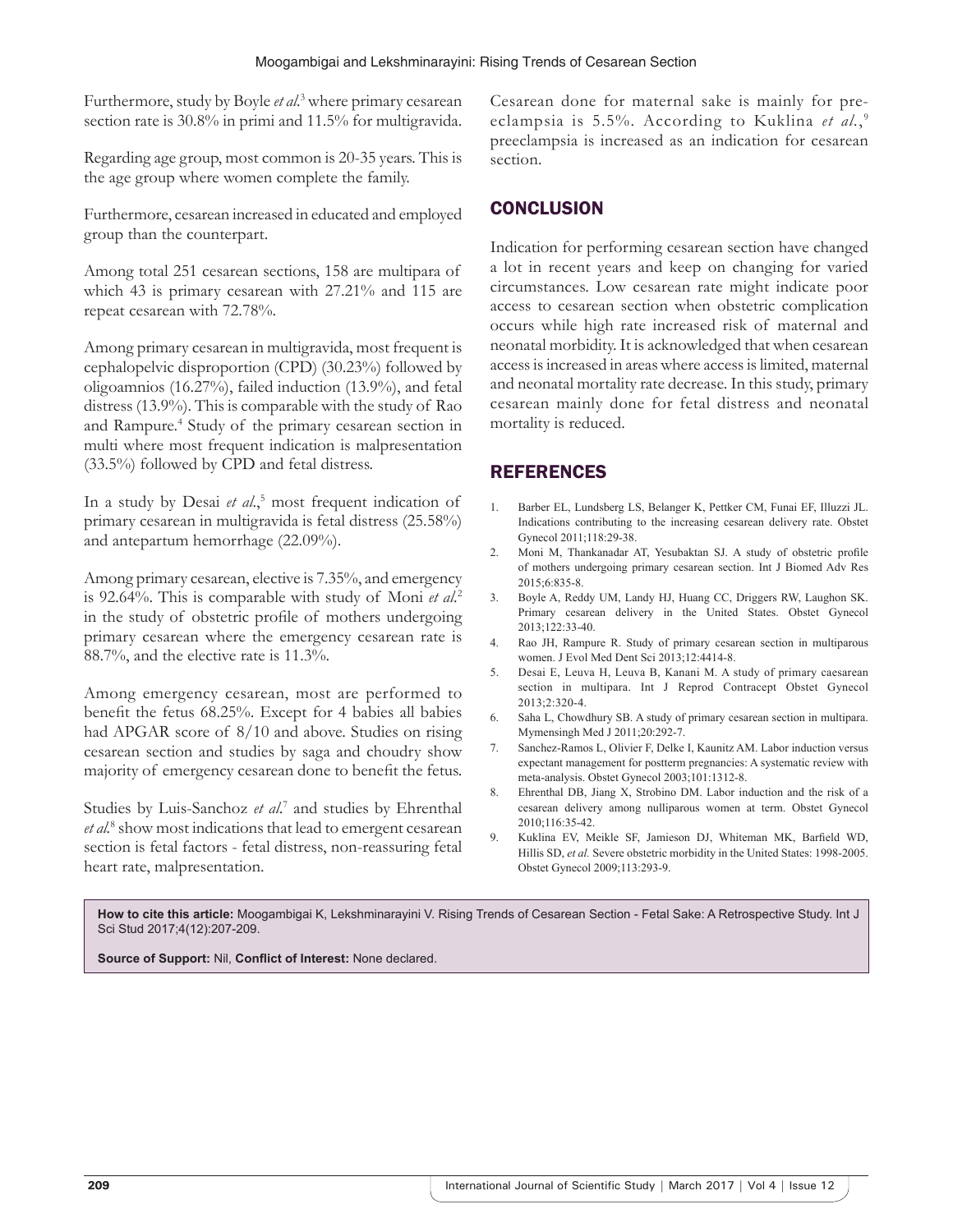Furthermore, study by Boyle *et al*.[3] where primary cesarean section rate is 30.8% in primi and 11.5% for multigravida.

Regarding age group, most common is 20-35 years. This is the age group where women complete the family.

Furthermore, cesarean increased in educated and employed group than the counterpart.

Among total 251 cesarean sections, 158 are multipara of which 43 is primary cesarean with 27.21% and 115 are repeat cesarean with 72.78%.

Among primary cesarean in multigravida, most frequent is cephalopelvic disproportion (CPD) (30.23%) followed by oligoamnios (16.27%), failed induction (13.9%), and fetal distress (13.9%). This is comparable with the study of Rao and Rampure.[4] Study of the primary cesarean section in multi where most frequent indication is malpresentation (33.5%) followed by CPD and fetal distress.

In a study by Desai *et al*.,[5] most frequent indication of primary cesarean in multigravida is fetal distress (25.58%) and antepartum hemorrhage (22.09%).

Among primary cesarean, elective is 7.35%, and emergency is 92.64%. This is comparable with study of Moni *et al*.[2] in the study of obstetric profile of mothers undergoing primary cesarean where the emergency cesarean rate is 88.7%, and the elective rate is 11.3%.

Among emergency cesarean, most are performed to benefit the fetus 68.25%. Except for 4 babies all babies had APGAR score of 8/10 and above. Studies on rising cesarean section and studies by saga and choudry show majority of emergency cesarean done to benefit the fetus.

Studies by Luis-Sanchoz *et al*.[7] and studies by Ehrenthal *et al*.[8] show most indications that lead to emergent cesarean section is fetal factors - fetal distress, non-reassuring fetal heart rate, malpresentation.

Cesarean done for maternal sake is mainly for preeclampsia is 5.5%. According to Kuklina *et al*.,[9] preeclampsia is increased as an indication for cesarean section.

## CONCLUSION

Indication for performing cesarean section have changed a lot in recent years and keep on changing for varied circumstances. Low cesarean rate might indicate poor access to cesarean section when obstetric complication occurs while high rate increased risk of maternal and neonatal morbidity. It is acknowledged that when cesarean access is increased in areas where access is limited, maternal and neonatal mortality rate decrease. In this study, primary cesarean mainly done for fetal distress and neonatal mortality is reduced.

## REFERENCES

1. Barber EL, Lundsberg LS, Belanger K, Pettker CM, Funai EF, Illuzzi JL. Indications contributing to the increasing cesarean delivery rate. Obstet Gynecol 2011;118:29-38.
2. Moni M, Thankanadar AT, Yesubaktan SJ. A study of obstetric profile of mothers undergoing primary cesarean section. Int J Biomed Adv Res 2015;6:835-8.
3. Boyle A, Reddy UM, Landy HJ, Huang CC, Driggers RW, Laughon SK. Primary cesarean delivery in the United States. Obstet Gynecol 2013;122:33-40.
4. Rao JH, Rampure R. Study of primary cesarean section in multiparous women. J Evol Med Dent Sci 2013;12:4414-8.
5. Desai E, Leuva H, Leuva B, Kanani M. A study of primary caesarean section in multipara. Int J Reprod Contracept Obstet Gynecol 2013;2:320-4.
6. Saha L, Chowdhury SB. A study of primary cesarean section in multipara. Mymensingh Med J 2011;20:292-7.
7. Sanchez-Ramos L, Olivier F, Delke I, Kaunitz AM. Labor induction versus expectant management for postterm pregnancies: A systematic review with meta-analysis. Obstet Gynecol 2003;101:1312-8.
8. Ehrenthal DB, Jiang X, Strobino DM. Labor induction and the risk of a cesarean delivery among nulliparous women at term. Obstet Gynecol 2010;116:35-42.
9. Kuklina EV, Meikle SF, Jamieson DJ, Whiteman MK, Barfield WD, Hillis SD, *et al.* Severe obstetric morbidity in the United States: 1998-2005. Obstet Gynecol 2009;113:293-9.

**How to cite this article:** Moogambigai K, Lekshminarayini V. Rising Trends of Cesarean Section - Fetal Sake: A Retrospective Study. Int J Sci Stud 2017;4(12):207-209.

**Source of Support:** Nil, **Conflict of Interest:** None declared.